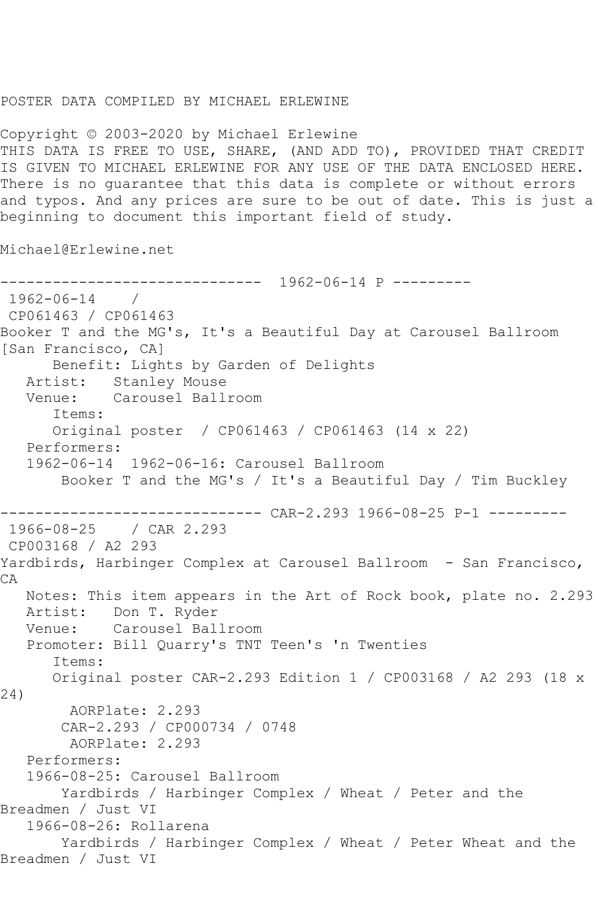POSTER DATA COMPILED BY MICHAEL ERLEWINE

Copyright © 2003-2020 by Michael Erlewine
THIS DATA IS FREE TO USE, SHARE, (AND ADD TO), PROVIDED THAT CREDIT IS GIVEN TO MICHAEL ERLEWINE FOR ANY USE OF THE DATA ENCLOSED HERE. There is no guarantee that this data is complete or without errors and typos. And any prices are sure to be out of date. This is just a beginning to document this important field of study.

Michael@Erlewine.net

```
------------------------------  1962-06-14 P ---------
 1962-06-14    /
 CP061463 / CP061463
Booker T and the MG's, It's a Beautiful Day at Carousel Ballroom
[San Francisco, CA]
      Benefit: Lights by Garden of Delights
   Artist:   Stanley Mouse
   Venue:    Carousel Ballroom
      Items:
      Original poster  / CP061463 / CP061463 (14 x 22)
   Performers:
   1962-06-14  1962-06-16: Carousel Ballroom
       Booker T and the MG's / It's a Beautiful Day / Tim Buckley

------------------------------ CAR-2.293 1966-08-25 P-1 ---------
 1966-08-25    / CAR 2.293
 CP003168 / A2 293
Yardbirds, Harbinger Complex at Carousel Ballroom  - San Francisco,
CA
   Notes: This item appears in the Art of Rock book, plate no. 2.293
   Artist:   Don T. Ryder
   Venue:    Carousel Ballroom
   Promoter: Bill Quarry's TNT Teen's 'n Twenties
      Items:
      Original poster CAR-2.293 Edition 1 / CP003168 / A2 293 (18 x
24)
        AORPlate: 2.293
       CAR-2.293 / CP000734 / 0748
        AORPlate: 2.293
   Performers:
   1966-08-25: Carousel Ballroom
       Yardbirds / Harbinger Complex / Wheat / Peter and the
Breadmen / Just VI
   1966-08-26: Rollarena
       Yardbirds / Harbinger Complex / Wheat / Peter Wheat and the
Breadmen / Just VI
```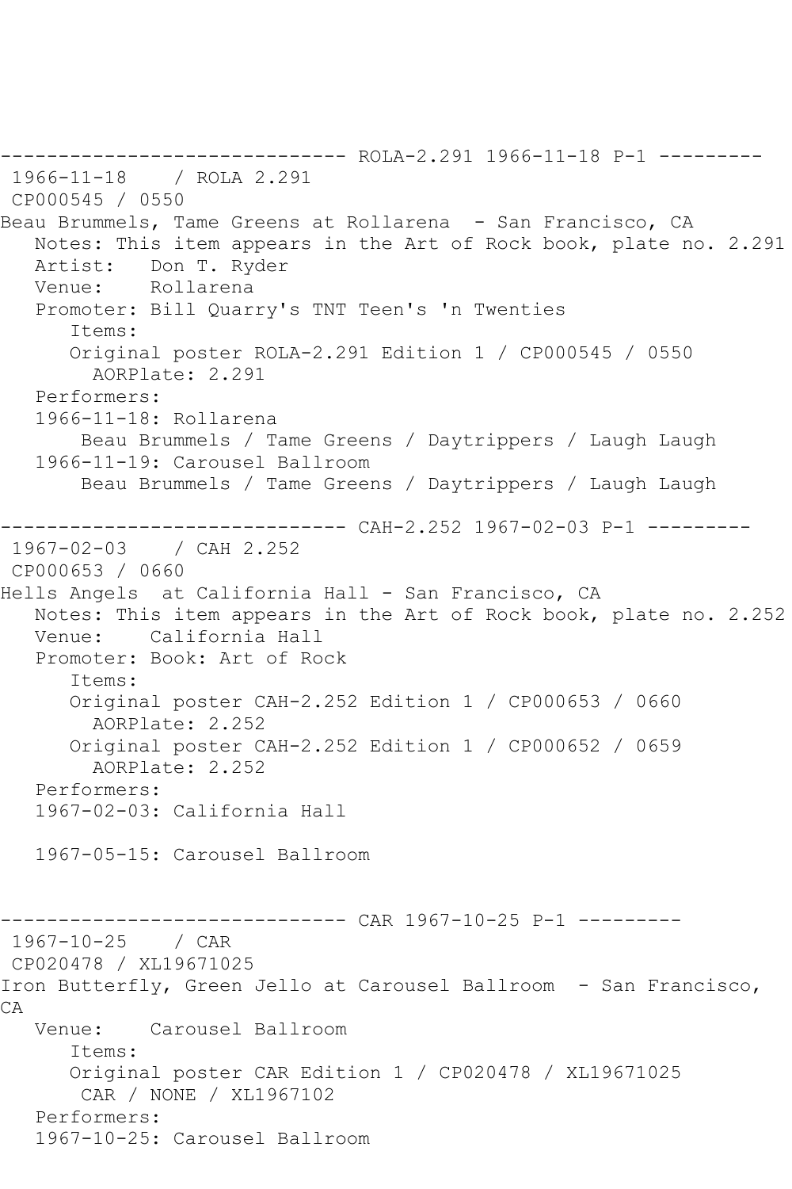------------------------------ ROLA-2.291 1966-11-18 P-1 ---------

1966-11-18 / ROLA 2.291

CP000545 / 0550

Beau Brummels, Tame Greens at Rollarena - San Francisco, CA

Notes: This item appears in the Art of Rock book, plate no. 2.291

Artist: Don T. Ryder

Venue: Rollarena

Promoter: Bill Quarry's TNT Teen's 'n Twenties

Items:

Original poster ROLA-2.291 Edition 1 / CP000545 / 0550

AORPlate: 2.291

Performers:

1966-11-18: Rollarena

Beau Brummels / Tame Greens / Daytrippers / Laugh Laugh

1966-11-19: Carousel Ballroom

Beau Brummels / Tame Greens / Daytrippers / Laugh Laugh

------------------------------ CAH-2.252 1967-02-03 P-1 ---------

1967-02-03 / CAH 2.252

CP000653 / 0660

Hells Angels at California Hall - San Francisco, CA

Notes: This item appears in the Art of Rock book, plate no. 2.252

Venue: California Hall

Promoter: Book: Art of Rock

Items:

Original poster CAH-2.252 Edition 1 / CP000653 / 0660

AORPlate: 2.252

Original poster CAH-2.252 Edition 1 / CP000652 / 0659

AORPlate: 2.252

Performers:

1967-02-03: California Hall

1967-05-15: Carousel Ballroom

------------------------------ CAR 1967-10-25 P-1 ---------

1967-10-25 / CAR

CP020478 / XL19671025

Iron Butterfly, Green Jello at Carousel Ballroom - San Francisco, CA

Venue: Carousel Ballroom

Items:

Original poster CAR Edition 1 / CP020478 / XL19671025

CAR / NONE / XL1967102

Performers:

1967-10-25: Carousel Ballroom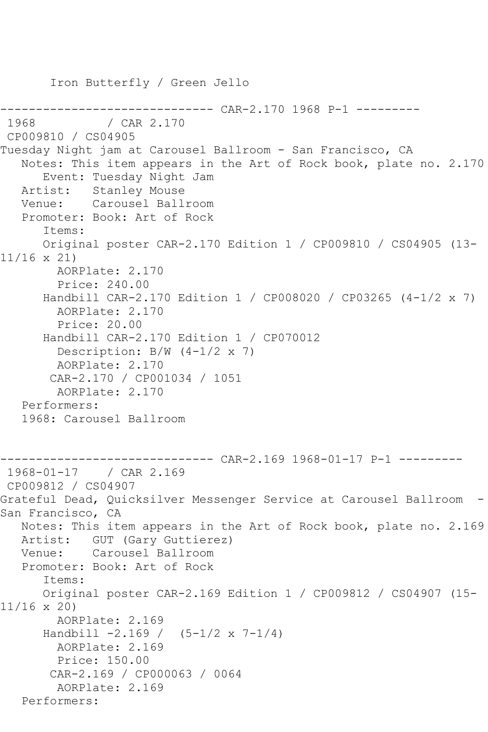Iron Butterfly / Green Jello

------------------------------ CAR-2.170 1968 P-1 ---------

1968 / CAR 2.170

CP009810 / CS04905

Tuesday Night jam at Carousel Ballroom - San Francisco, CA

Notes: This item appears in the Art of Rock book, plate no. 2.170

Event: Tuesday Night Jam

Artist: Stanley Mouse

Venue: Carousel Ballroom

Promoter: Book: Art of Rock

Items:

Original poster CAR-2.170 Edition 1 / CP009810 / CS04905 (13-11/16 x 21)

AORPlate: 2.170

Price: 240.00

Handbill CAR-2.170 Edition 1 / CP008020 / CP03265 (4-1/2 x 7)

AORPlate: 2.170

Price: 20.00

Handbill CAR-2.170 Edition 1 / CP070012

Description: B/W (4-1/2 x 7)

AORPlate: 2.170

CAR-2.170 / CP001034 / 1051

AORPlate: 2.170

Performers:

1968: Carousel Ballroom

------------------------------ CAR-2.169 1968-01-17 P-1 ---------

1968-01-17 / CAR 2.169

CP009812 / CS04907

Grateful Dead, Quicksilver Messenger Service at Carousel Ballroom - San Francisco, CA

Notes: This item appears in the Art of Rock book, plate no. 2.169

Artist: GUT (Gary Guttierez)

Venue: Carousel Ballroom

Promoter: Book: Art of Rock

Items:

Original poster CAR-2.169 Edition 1 / CP009812 / CS04907 (15-11/16 x 20)

AORPlate: 2.169

Handbill -2.169 / (5-1/2 x 7-1/4)

AORPlate: 2.169

Price: 150.00

CAR-2.169 / CP000063 / 0064

AORPlate: 2.169

Performers: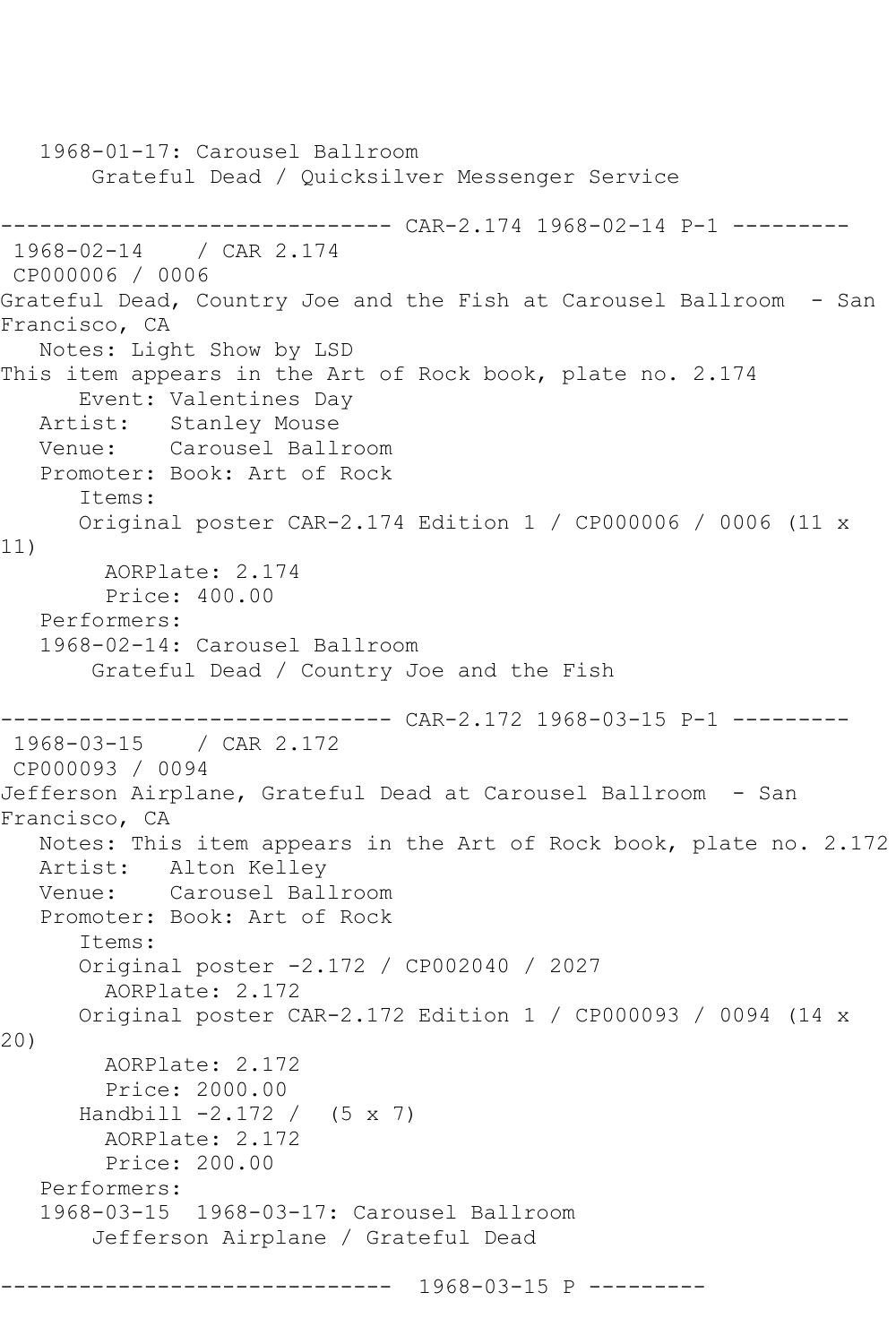1968-01-17: Carousel Ballroom
       Grateful Dead / Quicksilver Messenger Service

------------------------------ CAR-2.174 1968-02-14 P-1 ---------
1968-02-14    / CAR 2.174
CP000006 / 0006
Grateful Dead, Country Joe and the Fish at Carousel Ballroom  - San Francisco, CA
   Notes: Light Show by LSD
This item appears in the Art of Rock book, plate no. 2.174
      Event: Valentines Day
   Artist:   Stanley Mouse
   Venue:    Carousel Ballroom
   Promoter: Book: Art of Rock
      Items:
      Original poster CAR-2.174 Edition 1 / CP000006 / 0006 (11 x 11)
        AORPlate: 2.174
        Price: 400.00
   Performers:
   1968-02-14: Carousel Ballroom
       Grateful Dead / Country Joe and the Fish

------------------------------ CAR-2.172 1968-03-15 P-1 ---------
1968-03-15    / CAR 2.172
CP000093 / 0094
Jefferson Airplane, Grateful Dead at Carousel Ballroom  - San Francisco, CA
   Notes: This item appears in the Art of Rock book, plate no. 2.172
   Artist:   Alton Kelley
   Venue:    Carousel Ballroom
   Promoter: Book: Art of Rock
      Items:
      Original poster -2.172 / CP002040 / 2027
        AORPlate: 2.172
      Original poster CAR-2.172 Edition 1 / CP000093 / 0094 (14 x 20)
        AORPlate: 2.172
        Price: 2000.00
      Handbill -2.172 /  (5 x 7)
        AORPlate: 2.172
        Price: 200.00
   Performers:
   1968-03-15  1968-03-17: Carousel Ballroom
       Jefferson Airplane / Grateful Dead

------------------------------  1968-03-15 P ---------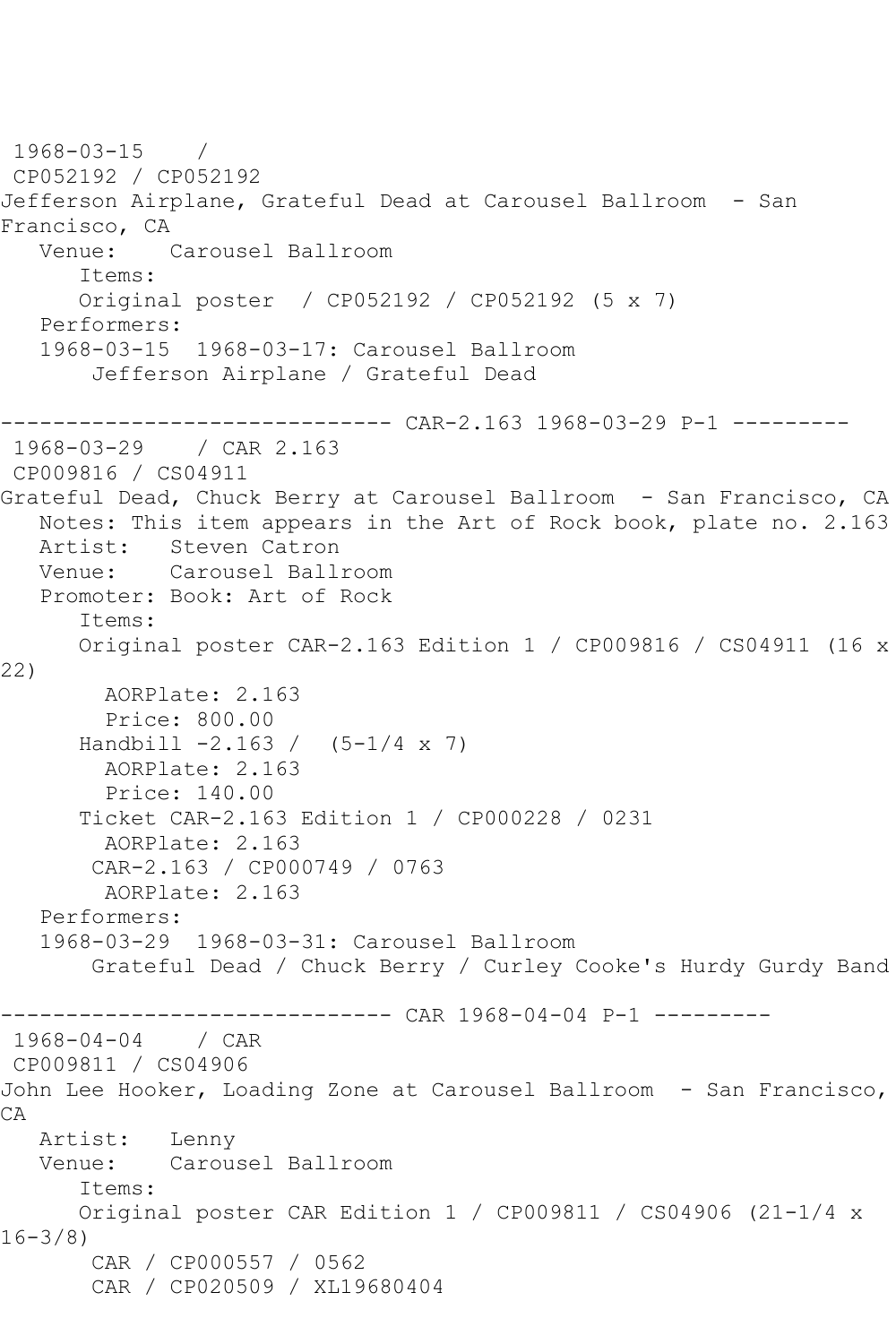1968-03-15 /
CP052192 / CP052192
Jefferson Airplane, Grateful Dead at Carousel Ballroom - San Francisco, CA
Venue: Carousel Ballroom
Items:
Original poster / CP052192 / CP052192 (5 x 7)
Performers:
1968-03-15 1968-03-17: Carousel Ballroom
Jefferson Airplane / Grateful Dead

------------------------------ CAR-2.163 1968-03-29 P-1 ---------
1968-03-29 / CAR 2.163
CP009816 / CS04911
Grateful Dead, Chuck Berry at Carousel Ballroom - San Francisco, CA
Notes: This item appears in the Art of Rock book, plate no. 2.163
Artist: Steven Catron
Venue: Carousel Ballroom
Promoter: Book: Art of Rock
Items:
Original poster CAR-2.163 Edition 1 / CP009816 / CS04911 (16 x 22)
AORPlate: 2.163
Price: 800.00
Handbill -2.163 / (5-1/4 x 7)
AORPlate: 2.163
Price: 140.00
Ticket CAR-2.163 Edition 1 / CP000228 / 0231
AORPlate: 2.163
CAR-2.163 / CP000749 / 0763
AORPlate: 2.163
Performers:
1968-03-29 1968-03-31: Carousel Ballroom
Grateful Dead / Chuck Berry / Curley Cooke's Hurdy Gurdy Band

------------------------------ CAR 1968-04-04 P-1 ---------
1968-04-04 / CAR
CP009811 / CS04906
John Lee Hooker, Loading Zone at Carousel Ballroom - San Francisco, CA
Artist: Lenny
Venue: Carousel Ballroom
Items:
Original poster CAR Edition 1 / CP009811 / CS04906 (21-1/4 x 16-3/8)
CAR / CP000557 / 0562
CAR / CP020509 / XL19680404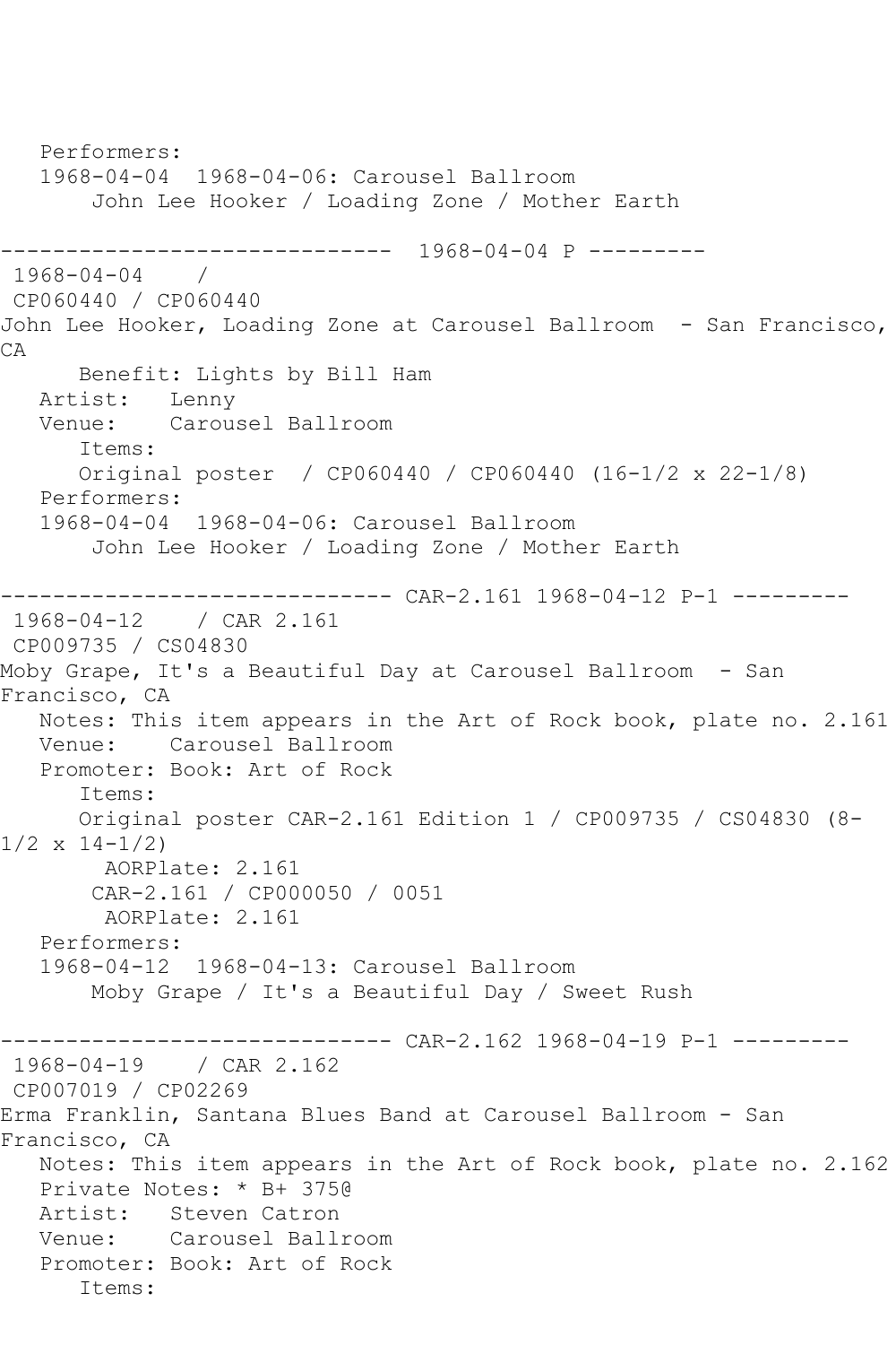```
   Performers:
   1968-04-04  1968-04-06: Carousel Ballroom
       John Lee Hooker / Loading Zone / Mother Earth

------------------------------  1968-04-04 P ---------
 1968-04-04    /
 CP060440 / CP060440
John Lee Hooker, Loading Zone at Carousel Ballroom  - San Francisco, 
CA
      Benefit: Lights by Bill Ham
   Artist:   Lenny
   Venue:    Carousel Ballroom
      Items:
      Original poster  / CP060440 / CP060440 (16-1/2 x 22-1/8)
   Performers:
   1968-04-04  1968-04-06: Carousel Ballroom
       John Lee Hooker / Loading Zone / Mother Earth

------------------------------ CAR-2.161 1968-04-12 P-1 ---------
 1968-04-12    / CAR 2.161
 CP009735 / CS04830
Moby Grape, It's a Beautiful Day at Carousel Ballroom  - San 
Francisco, CA
   Notes: This item appears in the Art of Rock book, plate no. 2.161
   Venue:    Carousel Ballroom
   Promoter: Book: Art of Rock
      Items:
      Original poster CAR-2.161 Edition 1 / CP009735 / CS04830 (8-
1/2 x 14-1/2)
        AORPlate: 2.161
       CAR-2.161 / CP000050 / 0051
        AORPlate: 2.161
   Performers:
   1968-04-12  1968-04-13: Carousel Ballroom
       Moby Grape / It's a Beautiful Day / Sweet Rush

------------------------------ CAR-2.162 1968-04-19 P-1 ---------
 1968-04-19    / CAR 2.162
 CP007019 / CP02269
Erma Franklin, Santana Blues Band at Carousel Ballroom - San 
Francisco, CA
   Notes: This item appears in the Art of Rock book, plate no. 2.162
   Private Notes: * B+ 375@
   Artist:   Steven Catron
   Venue:    Carousel Ballroom
   Promoter: Book: Art of Rock
      Items:
```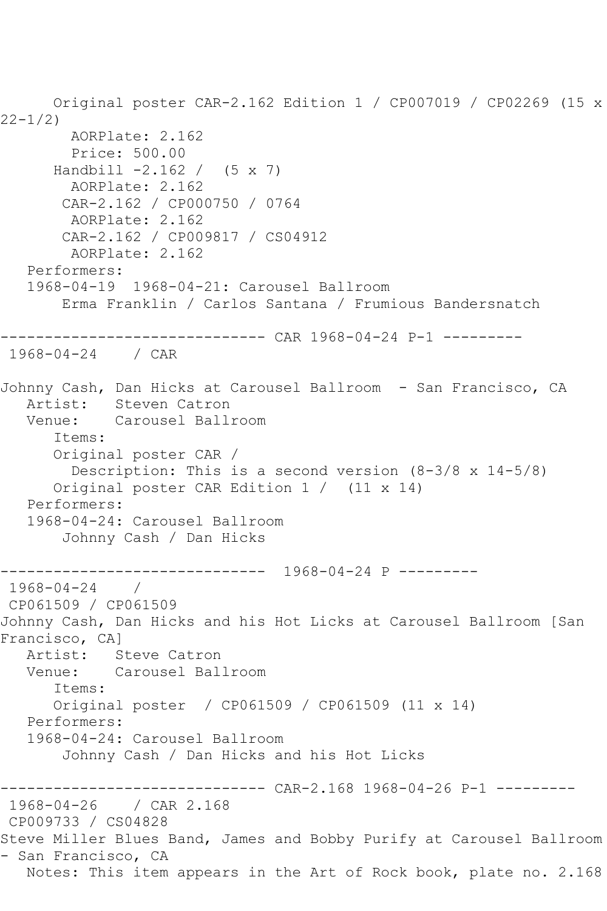Original poster CAR-2.162 Edition 1 / CP007019 / CP02269 (15 x 22-1/2)
AORPlate: 2.162
Price: 500.00
Handbill -2.162 /  (5 x 7)
AORPlate: 2.162
CAR-2.162 / CP000750 / 0764
AORPlate: 2.162
CAR-2.162 / CP009817 / CS04912
AORPlate: 2.162
Performers:
1968-04-19  1968-04-21: Carousel Ballroom
Erma Franklin / Carlos Santana / Frumious Bandersnatch

------------------------------ CAR 1968-04-24 P-1 ---------
1968-04-24    / CAR

Johnny Cash, Dan Hicks at Carousel Ballroom  - San Francisco, CA
Artist:   Steven Catron
Venue:    Carousel Ballroom
Items:
Original poster CAR /
Description: This is a second version (8-3/8 x 14-5/8)
Original poster CAR Edition 1 /  (11 x 14)
Performers:
1968-04-24: Carousel Ballroom
Johnny Cash / Dan Hicks

------------------------------  1968-04-24 P ---------
1968-04-24    /
CP061509 / CP061509
Johnny Cash, Dan Hicks and his Hot Licks at Carousel Ballroom [San Francisco, CA]
Artist:   Steve Catron
Venue:    Carousel Ballroom
Items:
Original poster  / CP061509 / CP061509 (11 x 14)
Performers:
1968-04-24: Carousel Ballroom
Johnny Cash / Dan Hicks and his Hot Licks

------------------------------ CAR-2.168 1968-04-26 P-1 ---------
1968-04-26    / CAR 2.168
CP009733 / CS04828
Steve Miller Blues Band, James and Bobby Purify at Carousel Ballroom - San Francisco, CA
Notes: This item appears in the Art of Rock book, plate no. 2.168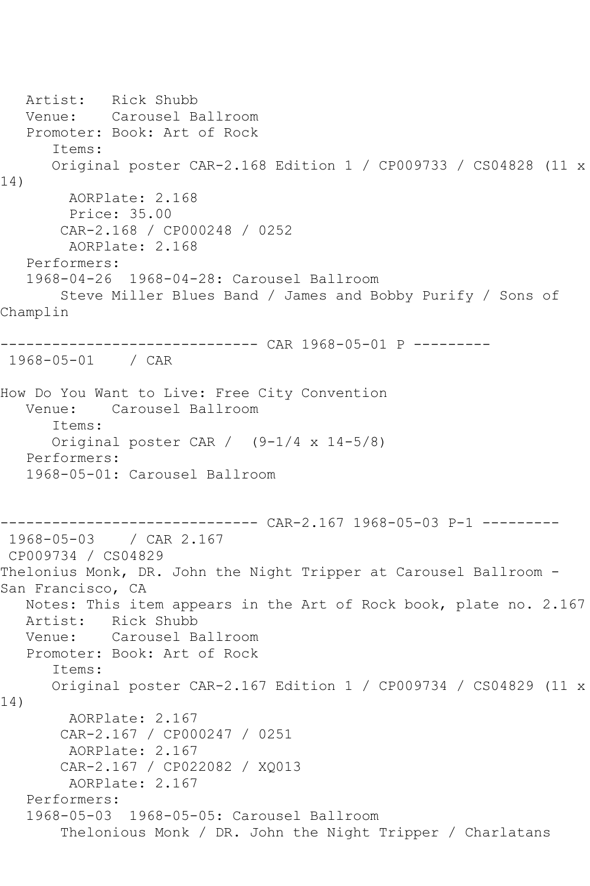Artist: Rick Shubb
Venue: Carousel Ballroom
Promoter: Book: Art of Rock
Items:
Original poster CAR-2.168 Edition 1 / CP009733 / CS04828 (11 x 14)
AORPlate: 2.168
Price: 35.00
CAR-2.168 / CP000248 / 0252
AORPlate: 2.168
Performers:
1968-04-26 1968-04-28: Carousel Ballroom
Steve Miller Blues Band / James and Bobby Purify / Sons of Champlin

------------------------------ CAR 1968-05-01 P ---------

1968-05-01 / CAR

How Do You Want to Live: Free City Convention
Venue: Carousel Ballroom
Items:
Original poster CAR / (9-1/4 x 14-5/8)
Performers:
1968-05-01: Carousel Ballroom

------------------------------ CAR-2.167 1968-05-03 P-1 ---------

1968-05-03 / CAR 2.167
CP009734 / CS04829
Thelonius Monk, DR. John the Night Tripper at Carousel Ballroom - San Francisco, CA
Notes: This item appears in the Art of Rock book, plate no. 2.167
Artist: Rick Shubb
Venue: Carousel Ballroom
Promoter: Book: Art of Rock
Items:
Original poster CAR-2.167 Edition 1 / CP009734 / CS04829 (11 x 14)
AORPlate: 2.167
CAR-2.167 / CP000247 / 0251
AORPlate: 2.167
CAR-2.167 / CP022082 / XQ013
AORPlate: 2.167
Performers:
1968-05-03 1968-05-05: Carousel Ballroom
Thelonious Monk / DR. John the Night Tripper / Charlatans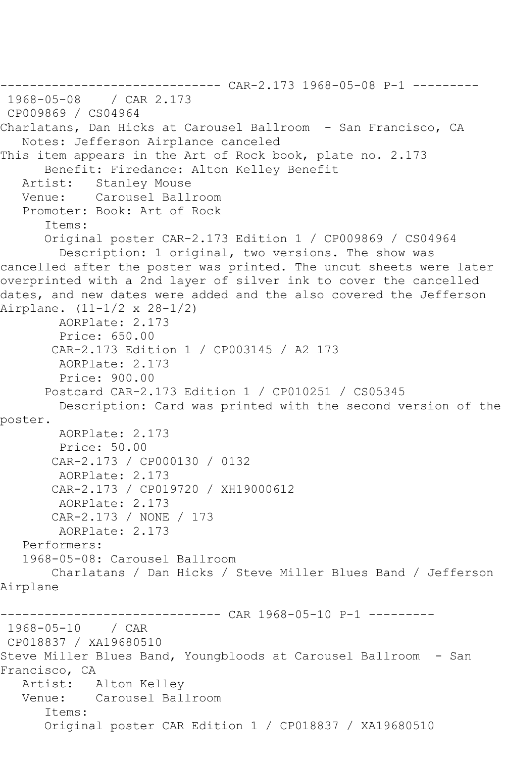------------------------------ CAR-2.173 1968-05-08 P-1 ---------

1968-05-08 / CAR 2.173
CP009869 / CS04964
Charlatans, Dan Hicks at Carousel Ballroom - San Francisco, CA
Notes: Jefferson Airplance canceled
This item appears in the Art of Rock book, plate no. 2.173
Benefit: Firedance: Alton Kelley Benefit
Artist: Stanley Mouse
Venue: Carousel Ballroom
Promoter: Book: Art of Rock
Items:
Original poster CAR-2.173 Edition 1 / CP009869 / CS04964
Description: 1 original, two versions. The show was cancelled after the poster was printed. The uncut sheets were later overprinted with a 2nd layer of silver ink to cover the cancelled dates, and new dates were added and the also covered the Jefferson Airplane. (11-1/2 x 28-1/2)
AORPlate: 2.173
Price: 650.00
CAR-2.173 Edition 1 / CP003145 / A2 173
AORPlate: 2.173
Price: 900.00
Postcard CAR-2.173 Edition 1 / CP010251 / CS05345
Description: Card was printed with the second version of the poster.
AORPlate: 2.173
Price: 50.00
CAR-2.173 / CP000130 / 0132
AORPlate: 2.173
CAR-2.173 / CP019720 / XH19000612
AORPlate: 2.173
CAR-2.173 / NONE / 173
AORPlate: 2.173
Performers:
1968-05-08: Carousel Ballroom
Charlatans / Dan Hicks / Steve Miller Blues Band / Jefferson Airplane

------------------------------ CAR 1968-05-10 P-1 ---------

1968-05-10 / CAR
CP018837 / XA19680510
Steve Miller Blues Band, Youngbloods at Carousel Ballroom - San Francisco, CA
Artist: Alton Kelley
Venue: Carousel Ballroom
Items:
Original poster CAR Edition 1 / CP018837 / XA19680510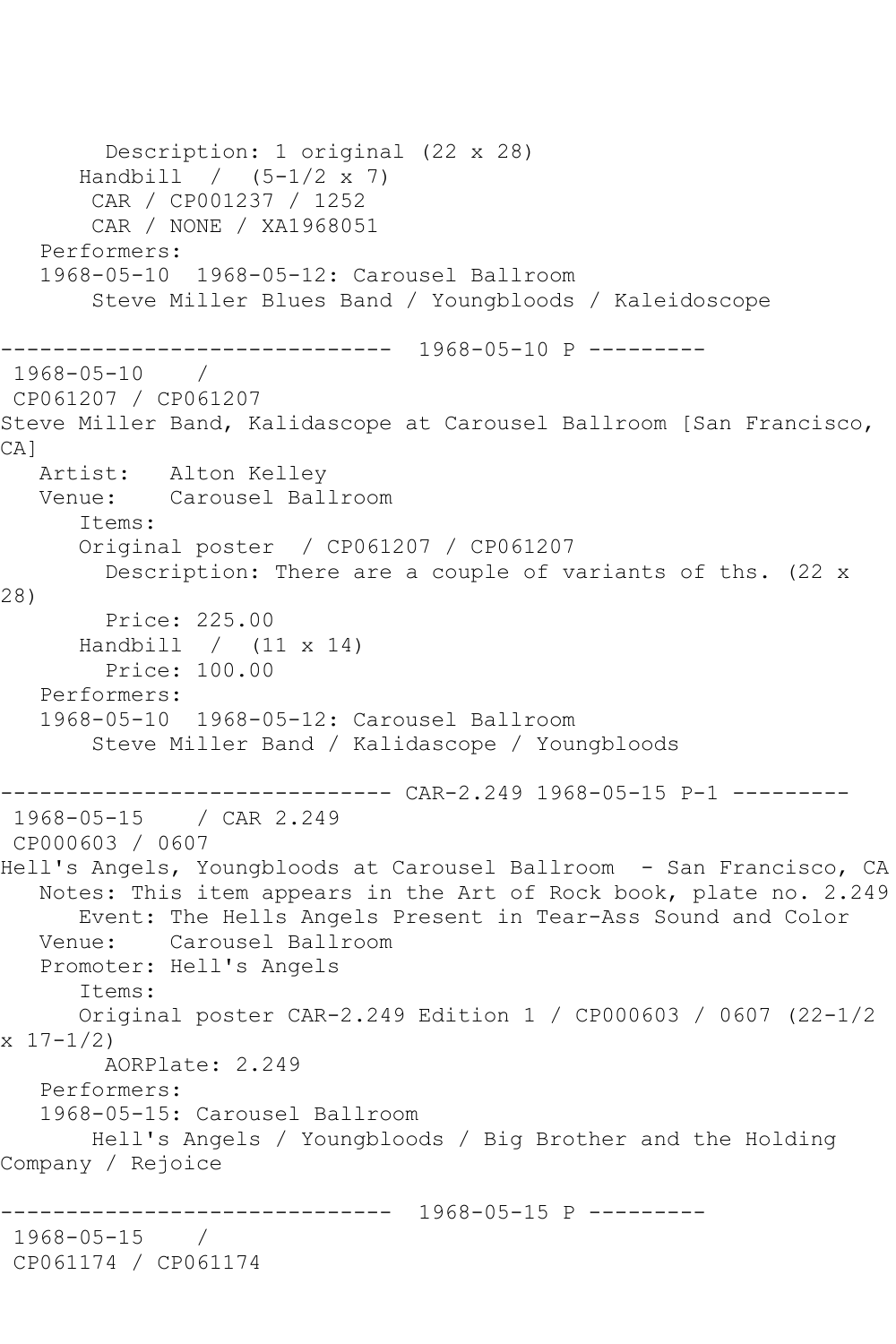```
        Description: 1 original (22 x 28)
      Handbill  /  (5-1/2 x 7)
       CAR / CP001237 / 1252
       CAR / NONE / XA1968051
   Performers:
   1968-05-10  1968-05-12: Carousel Ballroom
       Steve Miller Blues Band / Youngbloods / Kaleidoscope

------------------------------  1968-05-10 P ---------
 1968-05-10    /
 CP061207 / CP061207
Steve Miller Band, Kalidascope at Carousel Ballroom [San Francisco, CA]
   Artist:   Alton Kelley
   Venue:    Carousel Ballroom
      Items:
      Original poster  / CP061207 / CP061207
        Description: There are a couple of variants of ths. (22 x 28)
        Price: 225.00
      Handbill  /  (11 x 14)
        Price: 100.00
   Performers:
   1968-05-10  1968-05-12: Carousel Ballroom
       Steve Miller Band / Kalidascope / Youngbloods

------------------------------ CAR-2.249 1968-05-15 P-1 ---------
 1968-05-15    / CAR 2.249
 CP000603 / 0607
Hell's Angels, Youngbloods at Carousel Ballroom  - San Francisco, CA
   Notes: This item appears in the Art of Rock book, plate no. 2.249
      Event: The Hells Angels Present in Tear-Ass Sound and Color
   Venue:    Carousel Ballroom
   Promoter: Hell's Angels
      Items:
      Original poster CAR-2.249 Edition 1 / CP000603 / 0607 (22-1/2 x 17-1/2)
        AORPlate: 2.249
   Performers:
   1968-05-15: Carousel Ballroom
       Hell's Angels / Youngbloods / Big Brother and the Holding Company / Rejoice

------------------------------  1968-05-15 P ---------
 1968-05-15    /
 CP061174 / CP061174
```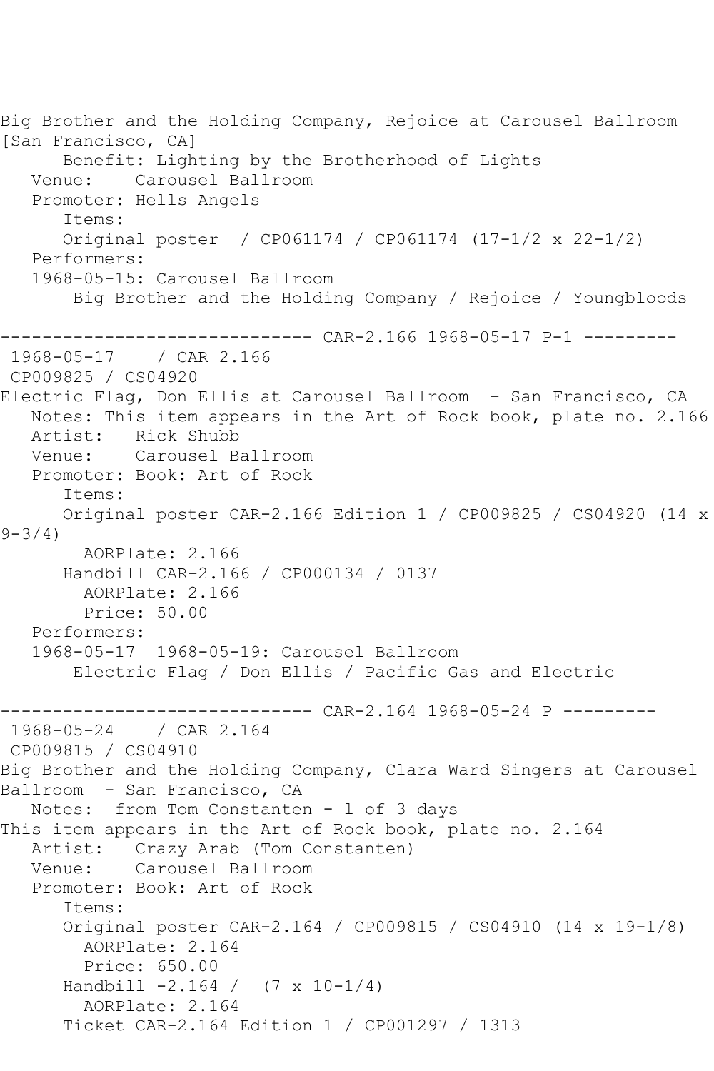Big Brother and the Holding Company, Rejoice at Carousel Ballroom [San Francisco, CA]

Benefit: Lighting by the Brotherhood of Lights

Venue: Carousel Ballroom

Promoter: Hells Angels

Items:

Original poster / CP061174 / CP061174 (17-1/2 x 22-1/2)

Performers:

1968-05-15: Carousel Ballroom

Big Brother and the Holding Company / Rejoice / Youngbloods

------------------------------ CAR-2.166 1968-05-17 P-1 ---------

1968-05-17 / CAR 2.166

CP009825 / CS04920

Electric Flag, Don Ellis at Carousel Ballroom - San Francisco, CA

Notes: This item appears in the Art of Rock book, plate no. 2.166

Artist: Rick Shubb

Venue: Carousel Ballroom

Promoter: Book: Art of Rock

Items:

Original poster CAR-2.166 Edition 1 / CP009825 / CS04920 (14 x 9-3/4)

AORPlate: 2.166

Handbill CAR-2.166 / CP000134 / 0137

AORPlate: 2.166

Price: 50.00

Performers:

1968-05-17 1968-05-19: Carousel Ballroom

Electric Flag / Don Ellis / Pacific Gas and Electric

------------------------------ CAR-2.164 1968-05-24 P ---------

1968-05-24 / CAR 2.164

CP009815 / CS04910

Big Brother and the Holding Company, Clara Ward Singers at Carousel Ballroom - San Francisco, CA

Notes: from Tom Constanten - 1 of 3 days

This item appears in the Art of Rock book, plate no. 2.164

Artist: Crazy Arab (Tom Constanten)

Venue: Carousel Ballroom

Promoter: Book: Art of Rock

Items:

Original poster CAR-2.164 / CP009815 / CS04910 (14 x 19-1/8)

AORPlate: 2.164

Price: 650.00

Handbill -2.164 / (7 x 10-1/4)

AORPlate: 2.164

Ticket CAR-2.164 Edition 1 / CP001297 / 1313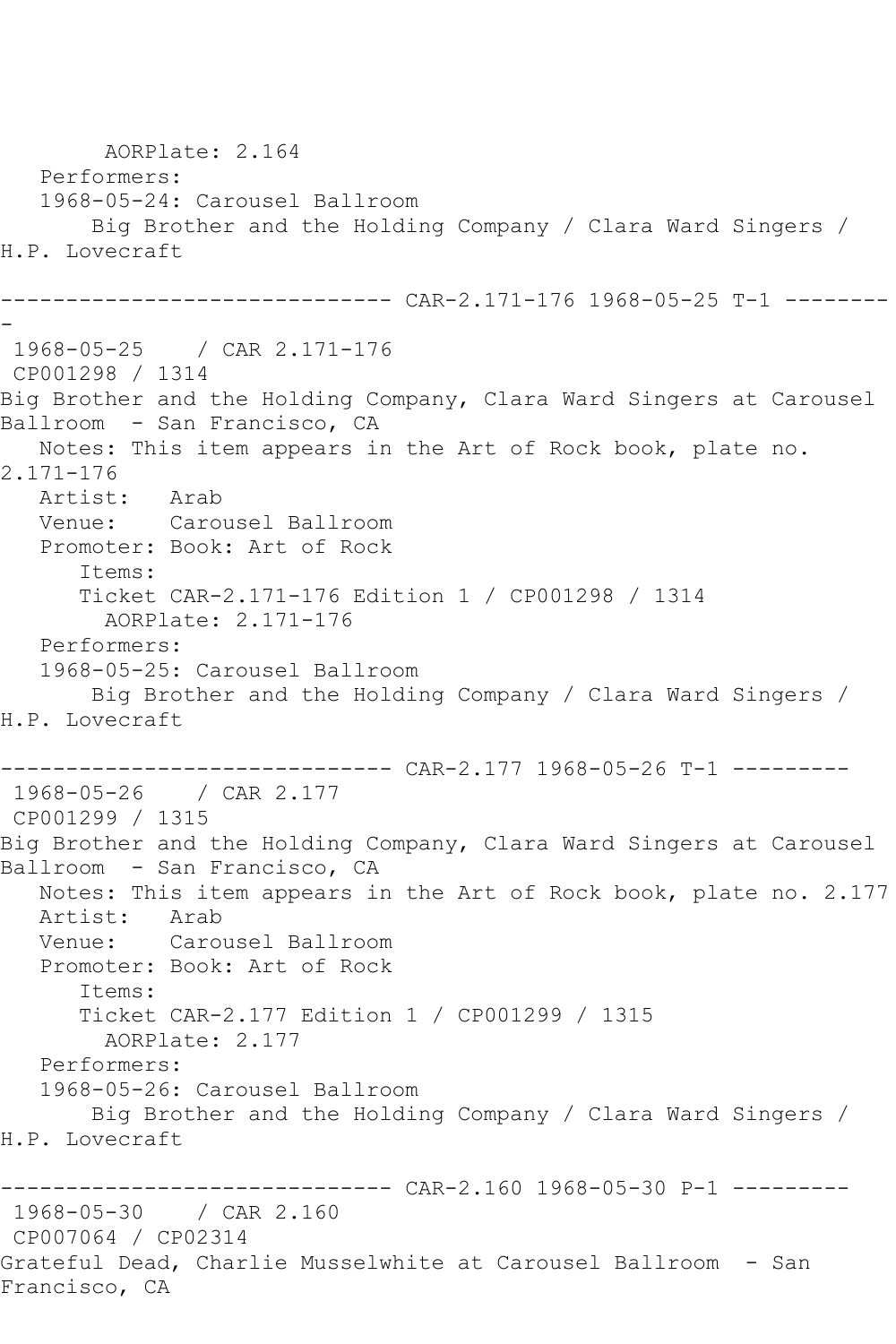AORPlate: 2.164  
Performers:  
1968-05-24: Carousel Ballroom  
Big Brother and the Holding Company / Clara Ward Singers / H.P. Lovecraft

------------------------------ CAR-2.171-176 1968-05-25 T-1 ---------

1968-05-25 / CAR 2.171-176  
CP001298 / 1314  
Big Brother and the Holding Company, Clara Ward Singers at Carousel Ballroom - San Francisco, CA  
Notes: This item appears in the Art of Rock book, plate no. 2.171-176  
Artist: Arab  
Venue: Carousel Ballroom  
Promoter: Book: Art of Rock  
Items:  
Ticket CAR-2.171-176 Edition 1 / CP001298 / 1314  
AORPlate: 2.171-176  
Performers:  
1968-05-25: Carousel Ballroom  
Big Brother and the Holding Company / Clara Ward Singers / H.P. Lovecraft

------------------------------ CAR-2.177 1968-05-26 T-1 ---------

1968-05-26 / CAR 2.177  
CP001299 / 1315  
Big Brother and the Holding Company, Clara Ward Singers at Carousel Ballroom - San Francisco, CA  
Notes: This item appears in the Art of Rock book, plate no. 2.177  
Artist: Arab  
Venue: Carousel Ballroom  
Promoter: Book: Art of Rock  
Items:  
Ticket CAR-2.177 Edition 1 / CP001299 / 1315  
AORPlate: 2.177  
Performers:  
1968-05-26: Carousel Ballroom  
Big Brother and the Holding Company / Clara Ward Singers / H.P. Lovecraft

------------------------------ CAR-2.160 1968-05-30 P-1 ---------

1968-05-30 / CAR 2.160  
CP007064 / CP02314  
Grateful Dead, Charlie Musselwhite at Carousel Ballroom - San Francisco, CA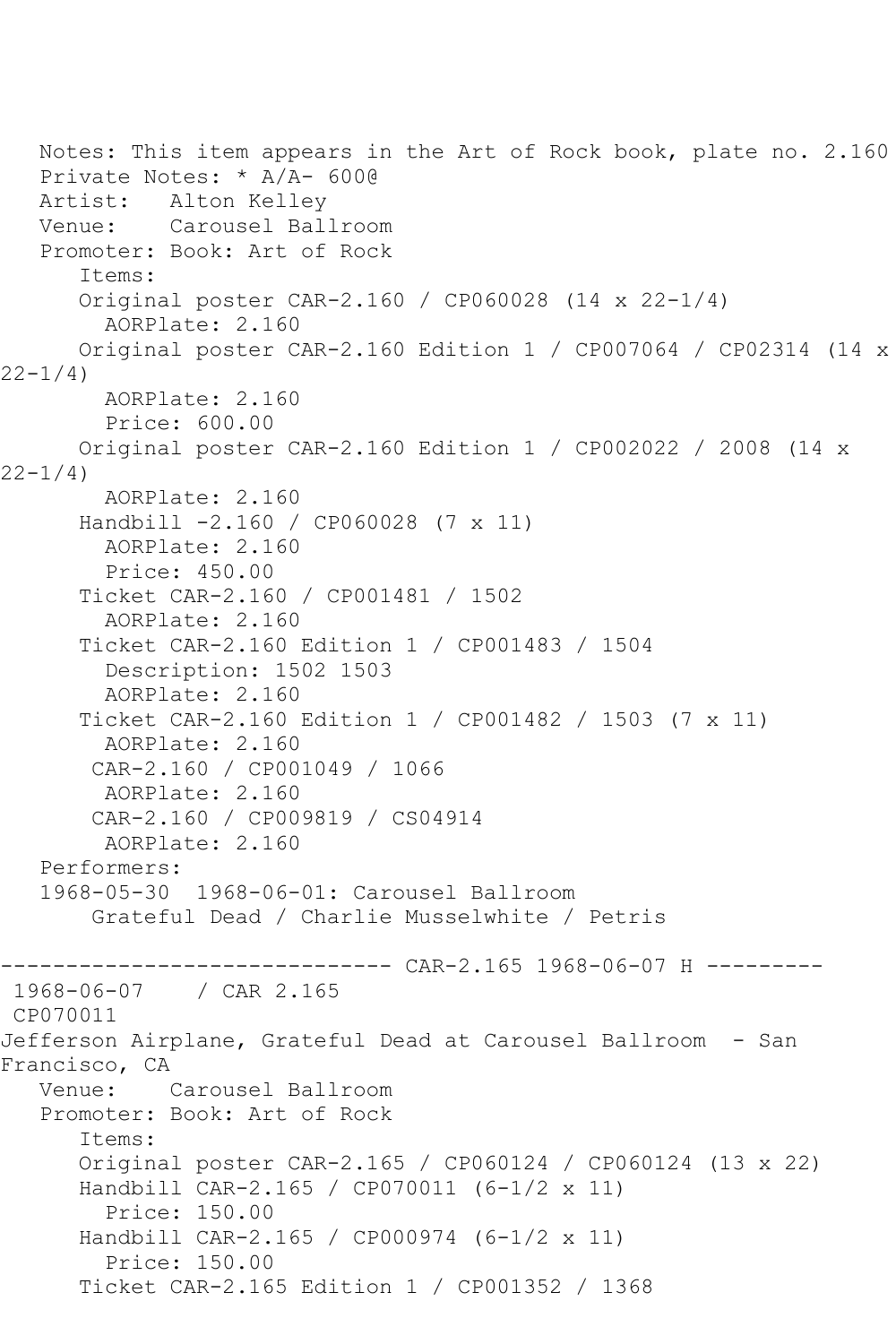Notes: This item appears in the Art of Rock book, plate no. 2.160
Private Notes: * A/A- 600@
Artist: Alton Kelley
Venue: Carousel Ballroom
Promoter: Book: Art of Rock

Items:

- Original poster CAR-2.160 / CP060028 (14 x 22-1/4)
  - AORPlate: 2.160
- Original poster CAR-2.160 Edition 1 / CP007064 / CP02314 (14 x 22-1/4)
  - AORPlate: 2.160
  - Price: 600.00
- Original poster CAR-2.160 Edition 1 / CP002022 / 2008 (14 x 22-1/4)
  - AORPlate: 2.160
- Handbill -2.160 / CP060028 (7 x 11)
  - AORPlate: 2.160
  - Price: 450.00
- Ticket CAR-2.160 / CP001481 / 1502
  - AORPlate: 2.160
- Ticket CAR-2.160 Edition 1 / CP001483 / 1504
  - Description: 1502 1503
  - AORPlate: 2.160
- Ticket CAR-2.160 Edition 1 / CP001482 / 1503 (7 x 11)
  - AORPlate: 2.160
- CAR-2.160 / CP001049 / 1066
  - AORPlate: 2.160
- CAR-2.160 / CP009819 / CS04914
  - AORPlate: 2.160

Performers:

1968-05-30 1968-06-01: Carousel Ballroom
Grateful Dead / Charlie Musselwhite / Petris

------------------------------ CAR-2.165 1968-06-07 H ---------

1968-06-07 / CAR 2.165
CP070011
Jefferson Airplane, Grateful Dead at Carousel Ballroom - San Francisco, CA
Venue: Carousel Ballroom
Promoter: Book: Art of Rock

Items:

- Original poster CAR-2.165 / CP060124 / CP060124 (13 x 22)
- Handbill CAR-2.165 / CP070011 (6-1/2 x 11)
  - Price: 150.00
- Handbill CAR-2.165 / CP000974 (6-1/2 x 11)
  - Price: 150.00
- Ticket CAR-2.165 Edition 1 / CP001352 / 1368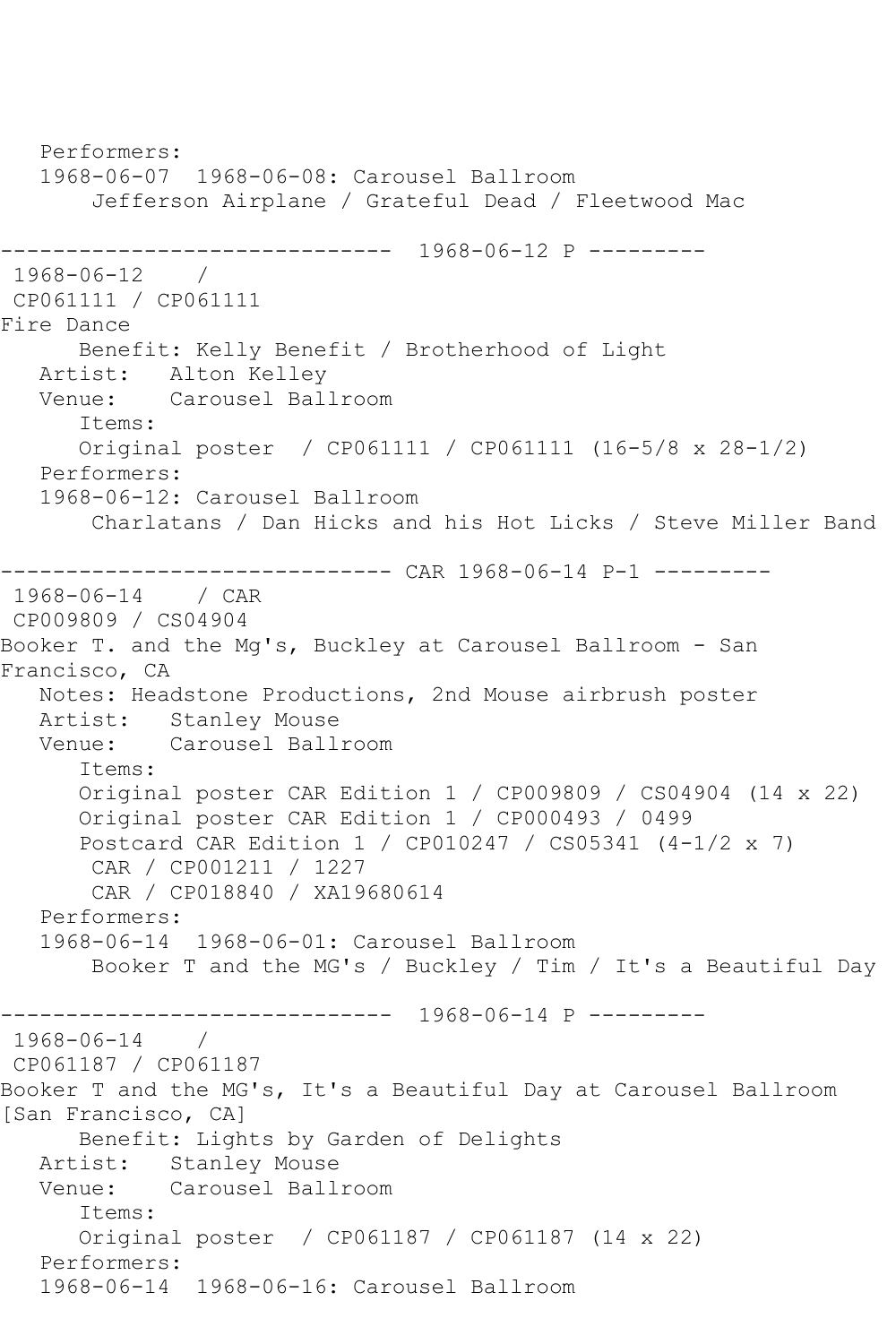Performers:
   1968-06-07  1968-06-08: Carousel Ballroom
       Jefferson Airplane / Grateful Dead / Fleetwood Mac

------------------------------  1968-06-12 P ---------
 1968-06-12    /
 CP061111 / CP061111
Fire Dance
      Benefit: Kelly Benefit / Brotherhood of Light
   Artist:   Alton Kelley
   Venue:    Carousel Ballroom
      Items:
      Original poster  / CP061111 / CP061111 (16-5/8 x 28-1/2)
   Performers:
   1968-06-12: Carousel Ballroom
       Charlatans / Dan Hicks and his Hot Licks / Steve Miller Band

------------------------------ CAR 1968-06-14 P-1 ---------
 1968-06-14    / CAR
 CP009809 / CS04904
Booker T. and the Mg's, Buckley at Carousel Ballroom - San Francisco, CA
   Notes: Headstone Productions, 2nd Mouse airbrush poster
   Artist:   Stanley Mouse
   Venue:    Carousel Ballroom
      Items:
      Original poster CAR Edition 1 / CP009809 / CS04904 (14 x 22)
      Original poster CAR Edition 1 / CP000493 / 0499
      Postcard CAR Edition 1 / CP010247 / CS05341 (4-1/2 x 7)
       CAR / CP001211 / 1227
       CAR / CP018840 / XA19680614
   Performers:
   1968-06-14  1968-06-01: Carousel Ballroom
       Booker T and the MG's / Buckley / Tim / It's a Beautiful Day

------------------------------  1968-06-14 P ---------
 1968-06-14    /
 CP061187 / CP061187
Booker T and the MG's, It's a Beautiful Day at Carousel Ballroom [San Francisco, CA]
      Benefit: Lights by Garden of Delights
   Artist:   Stanley Mouse
   Venue:    Carousel Ballroom
      Items:
      Original poster  / CP061187 / CP061187 (14 x 22)
   Performers:
   1968-06-14  1968-06-16: Carousel Ballroom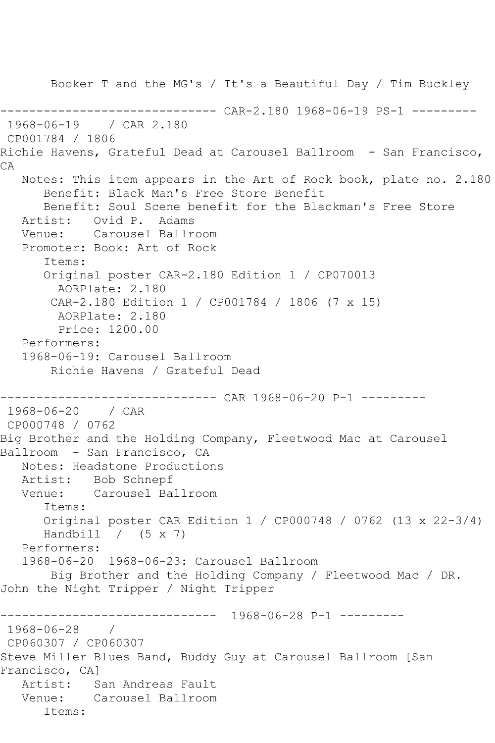Booker T and the MG's / It's a Beautiful Day / Tim Buckley

------------------------------ CAR-2.180 1968-06-19 PS-1 ---------

1968-06-19 / CAR 2.180
CP001784 / 1806
Richie Havens, Grateful Dead at Carousel Ballroom - San Francisco, CA

Notes: This item appears in the Art of Rock book, plate no. 2.180
Benefit: Black Man's Free Store Benefit
Benefit: Soul Scene benefit for the Blackman's Free Store
Artist: Ovid P. Adams
Venue: Carousel Ballroom
Promoter: Book: Art of Rock
Items:
Original poster CAR-2.180 Edition 1 / CP070013
AORPlate: 2.180
CAR-2.180 Edition 1 / CP001784 / 1806 (7 x 15)
AORPlate: 2.180
Price: 1200.00
Performers:
1968-06-19: Carousel Ballroom
Richie Havens / Grateful Dead

------------------------------ CAR 1968-06-20 P-1 ---------

1968-06-20 / CAR
CP000748 / 0762
Big Brother and the Holding Company, Fleetwood Mac at Carousel Ballroom - San Francisco, CA

Notes: Headstone Productions
Artist: Bob Schnepf
Venue: Carousel Ballroom
Items:
Original poster CAR Edition 1 / CP000748 / 0762 (13 x 22-3/4)
Handbill / (5 x 7)
Performers:
1968-06-20 1968-06-23: Carousel Ballroom
Big Brother and the Holding Company / Fleetwood Mac / DR. John the Night Tripper / Night Tripper

------------------------------ 1968-06-28 P-1 ---------

1968-06-28 /
CP060307 / CP060307
Steve Miller Blues Band, Buddy Guy at Carousel Ballroom [San Francisco, CA]

Artist: San Andreas Fault
Venue: Carousel Ballroom
Items: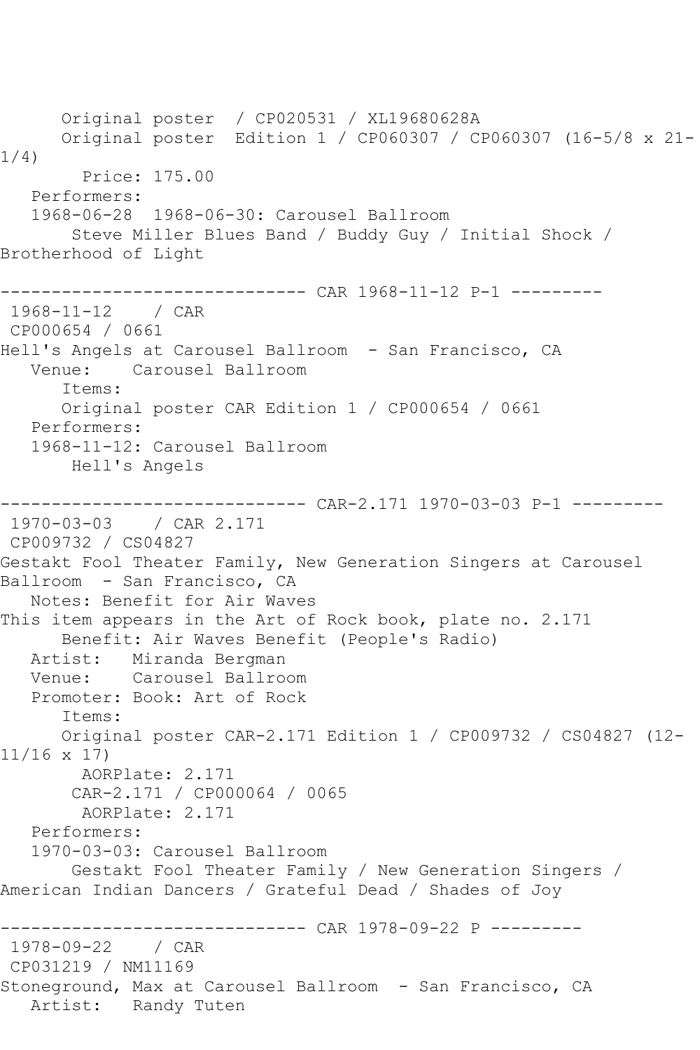Original poster  / CP020531 / XL19680628A
Original poster  Edition 1 / CP060307 / CP060307 (16-5/8 x 21-1/4)
Price: 175.00
Performers:
1968-06-28  1968-06-30: Carousel Ballroom
Steve Miller Blues Band / Buddy Guy / Initial Shock / Brotherhood of Light

------------------------------ CAR 1968-11-12 P-1 ---------

1968-11-12    / CAR
CP000654 / 0661
Hell's Angels at Carousel Ballroom  - San Francisco, CA
Venue:    Carousel Ballroom
Items:
Original poster CAR Edition 1 / CP000654 / 0661
Performers:
1968-11-12: Carousel Ballroom
Hell's Angels

------------------------------ CAR-2.171 1970-03-03 P-1 ---------

1970-03-03    / CAR 2.171
CP009732 / CS04827
Gestakt Fool Theater Family, New Generation Singers at Carousel Ballroom  - San Francisco, CA
Notes: Benefit for Air Waves
This item appears in the Art of Rock book, plate no. 2.171
Benefit: Air Waves Benefit (People's Radio)
Artist:   Miranda Bergman
Venue:    Carousel Ballroom
Promoter: Book: Art of Rock
Items:
Original poster CAR-2.171 Edition 1 / CP009732 / CS04827 (12-11/16 x 17)
AORPlate: 2.171
CAR-2.171 / CP000064 / 0065
AORPlate: 2.171
Performers:
1970-03-03: Carousel Ballroom
Gestakt Fool Theater Family / New Generation Singers / American Indian Dancers / Grateful Dead / Shades of Joy

------------------------------ CAR 1978-09-22 P ---------

1978-09-22    / CAR
CP031219 / NM11169
Stoneground, Max at Carousel Ballroom  - San Francisco, CA
Artist:   Randy Tuten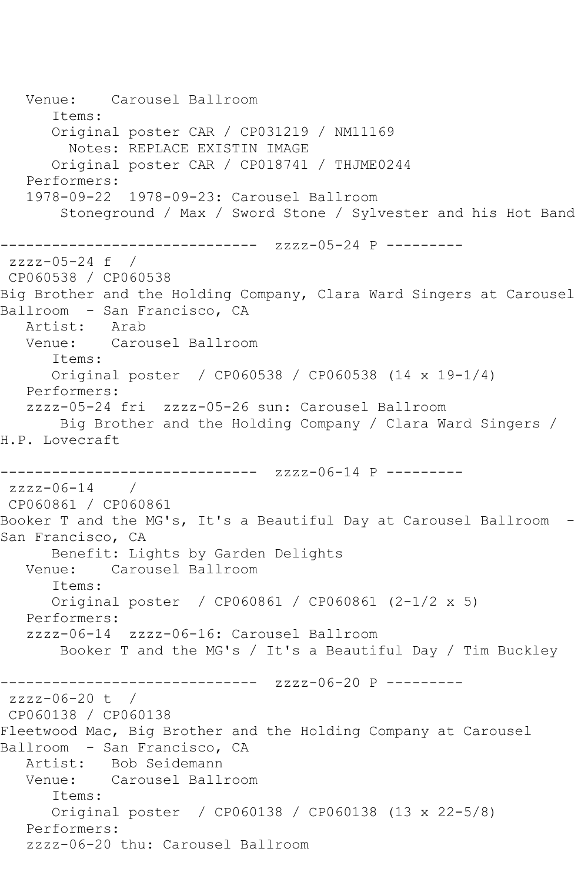Venue:    Carousel Ballroom
      Items:
      Original poster CAR / CP031219 / NM11169
        Notes: REPLACE EXISTIN IMAGE
      Original poster CAR / CP018741 / THJME0244
   Performers:
   1978-09-22  1978-09-23: Carousel Ballroom
       Stoneground / Max / Sword Stone / Sylvester and his Hot Band

------------------------------  zzzz-05-24 P ---------
 zzzz-05-24 f  /
 CP060538 / CP060538
Big Brother and the Holding Company, Clara Ward Singers at Carousel Ballroom  - San Francisco, CA
   Artist:   Arab
   Venue:    Carousel Ballroom
      Items:
      Original poster  / CP060538 / CP060538 (14 x 19-1/4)
   Performers:
   zzzz-05-24 fri  zzzz-05-26 sun: Carousel Ballroom
       Big Brother and the Holding Company / Clara Ward Singers / H.P. Lovecraft

------------------------------  zzzz-06-14 P ---------
 zzzz-06-14    /
 CP060861 / CP060861
Booker T and the MG's, It's a Beautiful Day at Carousel Ballroom  - San Francisco, CA
      Benefit: Lights by Garden Delights
   Venue:    Carousel Ballroom
      Items:
      Original poster  / CP060861 / CP060861 (2-1/2 x 5)
   Performers:
   zzzz-06-14  zzzz-06-16: Carousel Ballroom
       Booker T and the MG's / It's a Beautiful Day / Tim Buckley

------------------------------  zzzz-06-20 P ---------
 zzzz-06-20 t  /
 CP060138 / CP060138
Fleetwood Mac, Big Brother and the Holding Company at Carousel Ballroom  - San Francisco, CA
   Artist:   Bob Seidemann
   Venue:    Carousel Ballroom
      Items:
      Original poster  / CP060138 / CP060138 (13 x 22-5/8)
   Performers:
   zzzz-06-20 thu: Carousel Ballroom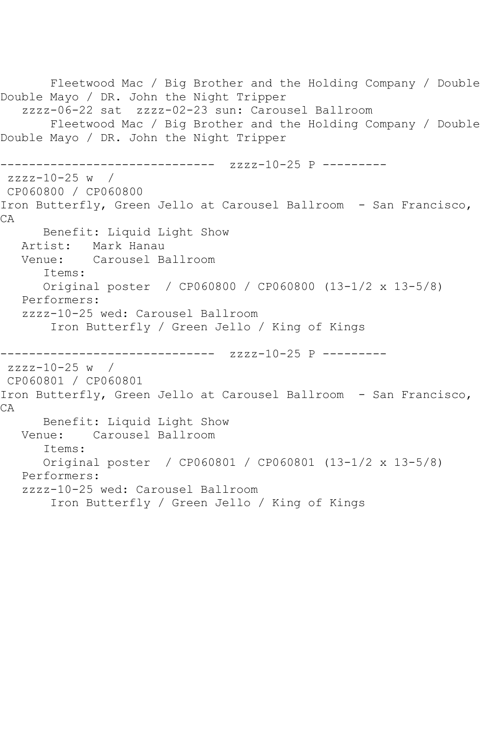Fleetwood Mac / Big Brother and the Holding Company / Double Double Mayo / DR. John the Night Tripper
zzzz-06-22 sat  zzzz-02-23 sun: Carousel Ballroom
Fleetwood Mac / Big Brother and the Holding Company / Double Double Mayo / DR. John the Night Tripper

------------------------------  zzzz-10-25 P ---------

zzzz-10-25 w  /
CP060800 / CP060800
Iron Butterfly, Green Jello at Carousel Ballroom  - San Francisco, CA
Benefit: Liquid Light Show
Artist:   Mark Hanau
Venue:    Carousel Ballroom
Items:
Original poster  / CP060800 / CP060800 (13-1/2 x 13-5/8)
Performers:
zzzz-10-25 wed: Carousel Ballroom
Iron Butterfly / Green Jello / King of Kings

------------------------------  zzzz-10-25 P ---------

zzzz-10-25 w  /
CP060801 / CP060801
Iron Butterfly, Green Jello at Carousel Ballroom  - San Francisco, CA
Benefit: Liquid Light Show
Venue:    Carousel Ballroom
Items:
Original poster  / CP060801 / CP060801 (13-1/2 x 13-5/8)
Performers:
zzzz-10-25 wed: Carousel Ballroom
Iron Butterfly / Green Jello / King of Kings